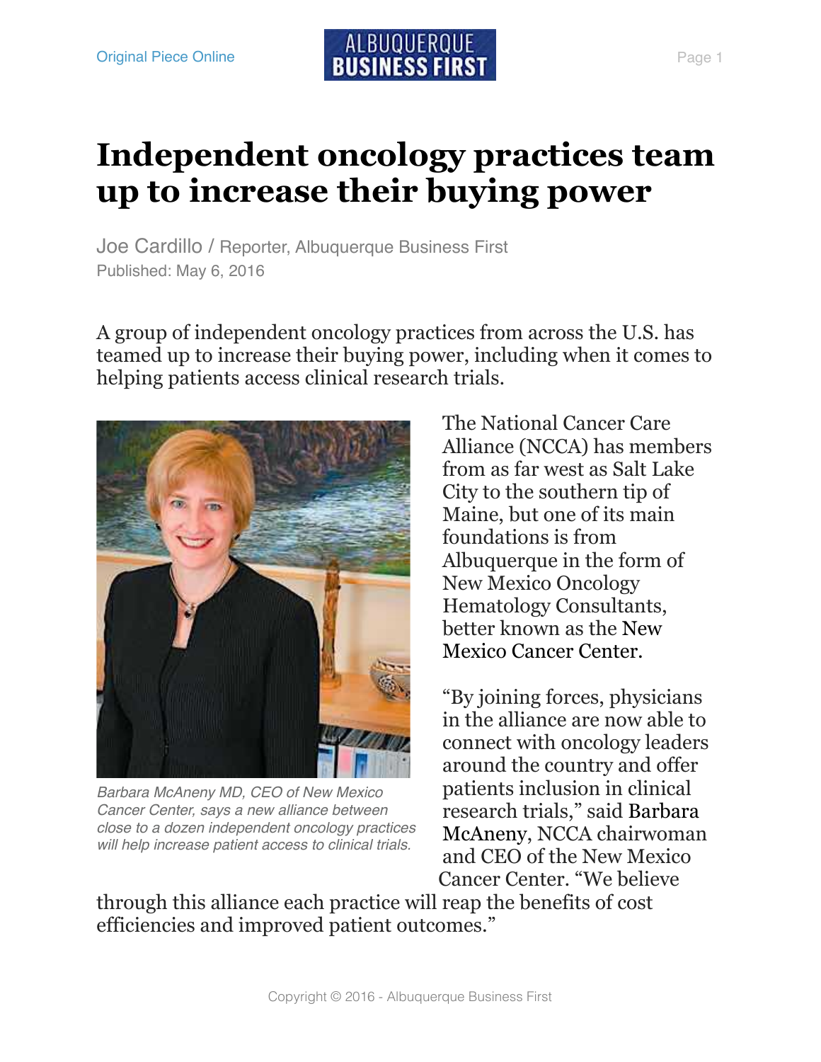Original Piece Online

# Independent oncology practices team up to increase their buying power

Joe Cardillo / Reporter, Albuquerque Business First
Published: May 6, 2016

A group of independent oncology practices from across the U.S. has teamed up to increase their buying power, including when it comes to helping patients access clinical research trials.

*Barbara McAneny MD, CEO of New Mexico Cancer Center, says a new alliance between close to a dozen independent oncology practices will help increase patient access to clinical trials.*

The National Cancer Care Alliance (NCCA) has members from as far west as Salt Lake City to the southern tip of Maine, but one of its main foundations is from Albuquerque in the form of New Mexico Oncology Hematology Consultants, better known as the New Mexico Cancer Center.

"By joining forces, physicians in the alliance are now able to connect with oncology leaders around the country and offer patients inclusion in clinical research trials," said Barbara McAneny, NCCA chairwoman and CEO of the New Mexico Cancer Center. "We believe through this alliance each practice will reap the benefits of cost efficiencies and improved patient outcomes."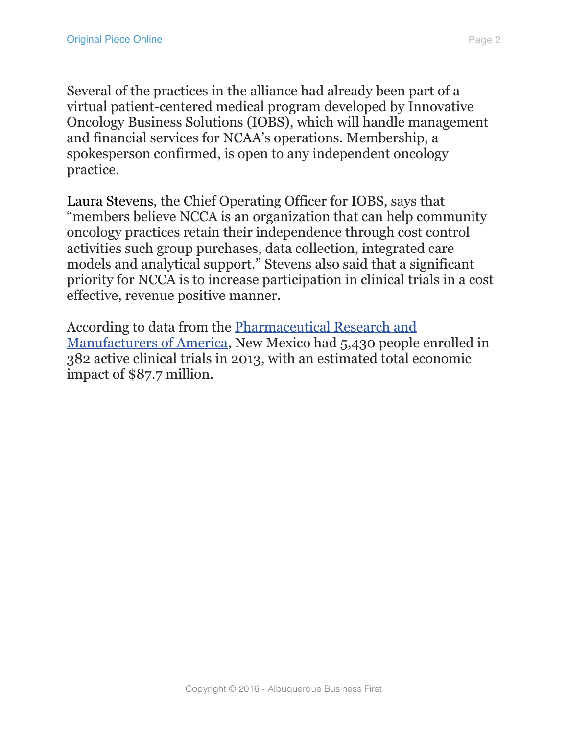Several of the practices in the alliance had already been part of a virtual patient-centered medical program developed by Innovative Oncology Business Solutions (IOBS), which will handle management and financial services for NCAA's operations. Membership, a spokesperson confirmed, is open to any independent oncology practice.

Laura Stevens, the Chief Operating Officer for IOBS, says that "members believe NCCA is an organization that can help community oncology practices retain their independence through cost control activities such group purchases, data collection, integrated care models and analytical support." Stevens also said that a significant priority for NCCA is to increase participation in clinical trials in a cost effective, revenue positive manner.

According to data from the Pharmaceutical Research and Manufacturers of America, New Mexico had 5,430 people enrolled in 382 active clinical trials in 2013, with an estimated total economic impact of $87.7 million.